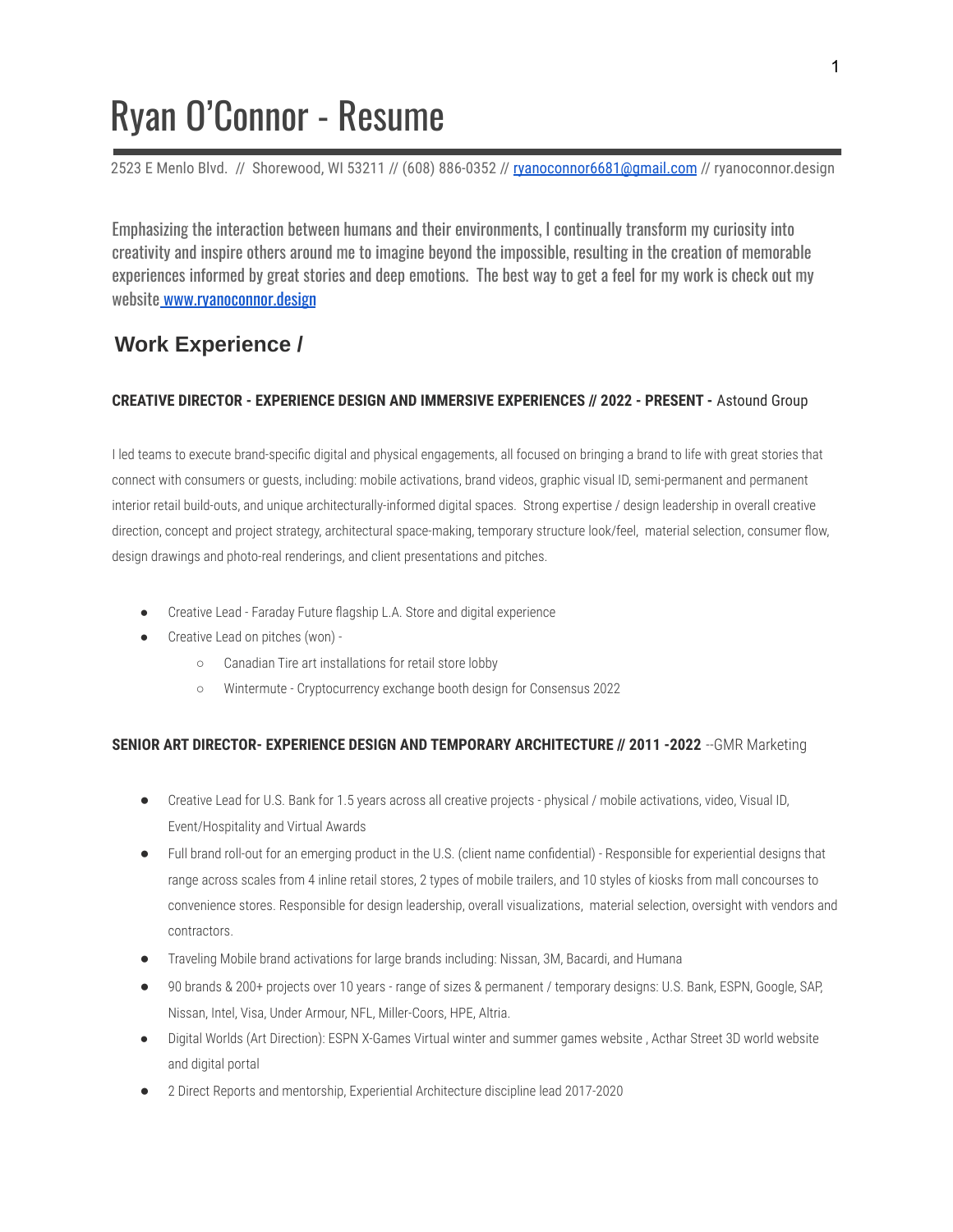# Ryan O'Connor - Resume

2523 E Menlo Blvd. // Shorewood, WI 53211 // (608) 886-0352 // ryanoconnor6681@gmail.com // ryanoconnor.design

Emphasizing the interaction between humans and their environments, I continually transform my curiosity into creativity and inspire others around me to imagine beyond the impossible, resulting in the creation of memorable experiences informed by great stories and deep emotions. The best way to get a feel for my work is check out my website www.ryanoconnor.design

## Work Experience /

**CREATIVE DIRECTOR - EXPERIENCE DESIGN AND IMMERSIVE EXPERIENCES // 2022 - PRESENT -** Astound Group

I led teams to execute brand-specific digital and physical engagements, all focused on bringing a brand to life with great stories that connect with consumers or guests, including: mobile activations, brand videos, graphic visual ID, semi-permanent and permanent interior retail build-outs, and unique architecturally-informed digital spaces. Strong expertise / design leadership in overall creative direction, concept and project strategy, architectural space-making, temporary structure look/feel, material selection, consumer flow, design drawings and photo-real renderings, and client presentations and pitches.

- Creative Lead - Faraday Future flagship L.A. Store and digital experience
- Creative Lead on pitches (won) -
  - Canadian Tire art installations for retail store lobby
  - Wintermute - Cryptocurrency exchange booth design for Consensus 2022

**SENIOR ART DIRECTOR- EXPERIENCE DESIGN AND TEMPORARY ARCHITECTURE // 2011 -2022** --GMR Marketing

- Creative Lead for U.S. Bank for 1.5 years across all creative projects - physical / mobile activations, video, Visual ID, Event/Hospitality and Virtual Awards
- Full brand roll-out for an emerging product in the U.S. (client name confidential) - Responsible for experiential designs that range across scales from 4 inline retail stores, 2 types of mobile trailers, and 10 styles of kiosks from mall concourses to convenience stores. Responsible for design leadership, overall visualizations, material selection, oversight with vendors and contractors.
- Traveling Mobile brand activations for large brands including: Nissan, 3M, Bacardi, and Humana
- 90 brands & 200+ projects over 10 years - range of sizes & permanent / temporary designs: U.S. Bank, ESPN, Google, SAP, Nissan, Intel, Visa, Under Armour, NFL, Miller-Coors, HPE, Altria.
- Digital Worlds (Art Direction): ESPN X-Games Virtual winter and summer games website , Acthar Street 3D world website and digital portal
- 2 Direct Reports and mentorship, Experiential Architecture discipline lead 2017-2020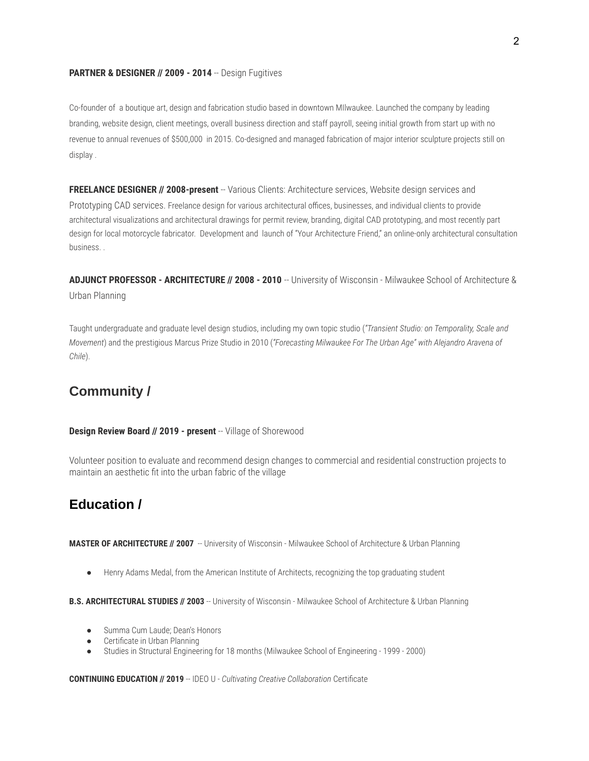**PARTNER & DESIGNER // 2009 - 2014** -- Design Fugitives

Co-founder of  a boutique art, design and fabrication studio based in downtown MIlwaukee. Launched the company by leading branding, website design, client meetings, overall business direction and staff payroll, seeing initial growth from start up with no revenue to annual revenues of $500,000  in 2015. Co-designed and managed fabrication of major interior sculpture projects still on display .

**FREELANCE DESIGNER // 2008-present** -- Various Clients: Architecture services, Website design services and Prototyping CAD services. Freelance design for various architectural offices, businesses, and individual clients to provide architectural visualizations and architectural drawings for permit review, branding, digital CAD prototyping, and most recently part design for local motorcycle fabricator.  Development and  launch of "Your Architecture Friend," an online-only architectural consultation business. .

**ADJUNCT PROFESSOR - ARCHITECTURE // 2008 - 2010** -- University of Wisconsin - Milwaukee School of Architecture & Urban Planning

Taught undergraduate and graduate level design studios, including my own topic studio (*"Transient Studio: on Temporality, Scale and Movement*) and the prestigious Marcus Prize Studio in 2010 (*"Forecasting Milwaukee For The Urban Age" with Alejandro Aravena of Chile*).

## Community /

**Design Review Board // 2019 - present** -- Village of Shorewood

Volunteer position to evaluate and recommend design changes to commercial and residential construction projects to maintain an aesthetic fit into the urban fabric of the village

## Education /

**MASTER OF ARCHITECTURE // 2007** -- University of Wisconsin - Milwaukee School of Architecture & Urban Planning

- Henry Adams Medal, from the American Institute of Architects, recognizing the top graduating student

**B.S. ARCHITECTURAL STUDIES // 2003** -- University of Wisconsin - Milwaukee School of Architecture & Urban Planning

- Summa Cum Laude; Dean's Honors
- Certificate in Urban Planning
- Studies in Structural Engineering for 18 months (Milwaukee School of Engineering - 1999 - 2000)

**CONTINUING EDUCATION // 2019** -- IDEO U - *Cultivating Creative Collaboration* Certificate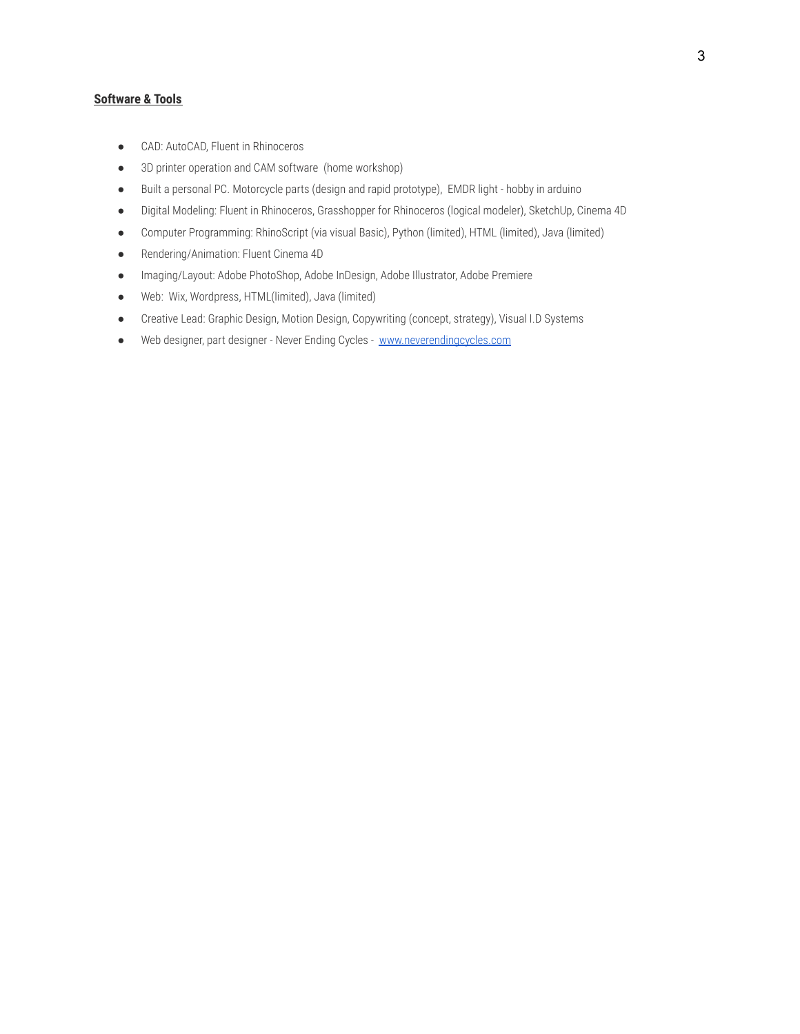**Software & Tools**

- CAD: AutoCAD, Fluent in Rhinoceros
- 3D printer operation and CAM software (home workshop)
- Built a personal PC. Motorcycle parts (design and rapid prototype), EMDR light - hobby in arduino
- Digital Modeling: Fluent in Rhinoceros, Grasshopper for Rhinoceros (logical modeler), SketchUp, Cinema 4D
- Computer Programming: RhinoScript (via visual Basic), Python (limited), HTML (limited), Java (limited)
- Rendering/Animation: Fluent Cinema 4D
- Imaging/Layout: Adobe PhotoShop, Adobe InDesign, Adobe Illustrator, Adobe Premiere
- Web: Wix, Wordpress, HTML(limited), Java (limited)
- Creative Lead: Graphic Design, Motion Design, Copywriting (concept, strategy), Visual I.D Systems
- Web designer, part designer - Never Ending Cycles - [www.neverendingcycles.com](http://www.neverendingcycles.com)